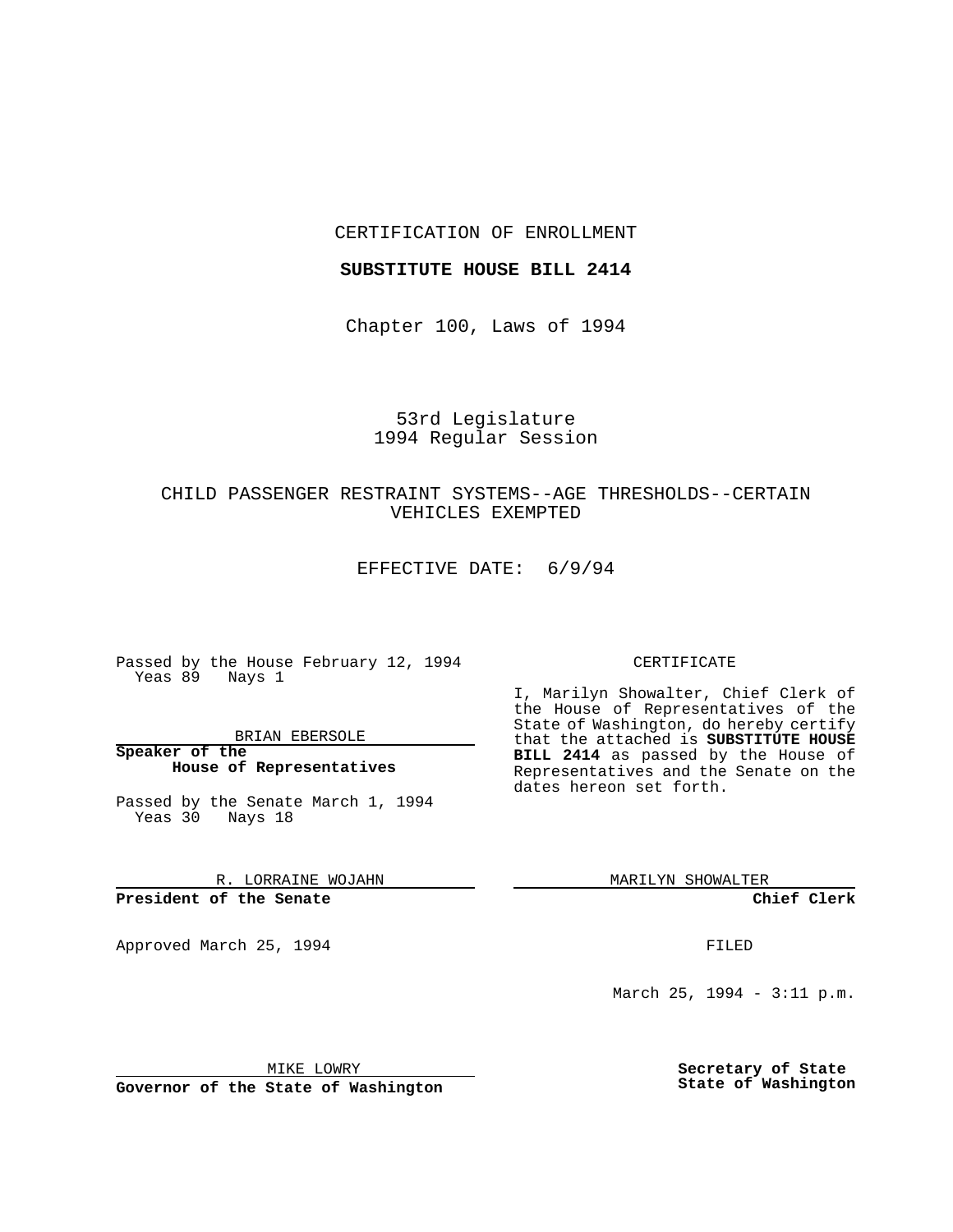CERTIFICATION OF ENROLLMENT

**SUBSTITUTE HOUSE BILL 2414**

Chapter 100, Laws of 1994

53rd Legislature
1994 Regular Session

CHILD PASSENGER RESTRAINT SYSTEMS--AGE THRESHOLDS--CERTAIN VEHICLES EXEMPTED

EFFECTIVE DATE: 6/9/94

Passed by the House February 12, 1994
Yeas 89 Nays 1

BRIAN EBERSOLE
**Speaker of the House of Representatives**

Passed by the Senate March 1, 1994
Yeas 30 Nays 18

R. LORRAINE WOJAHN
**President of the Senate**

Approved March 25, 1994

MIKE LOWRY
**Governor of the State of Washington**

CERTIFICATE

I, Marilyn Showalter, Chief Clerk of the House of Representatives of the State of Washington, do hereby certify that the attached is **SUBSTITUTE HOUSE BILL 2414** as passed by the House of Representatives and the Senate on the dates hereon set forth.

MARILYN SHOWALTER
**Chief Clerk**

FILED

March 25, 1994 - 3:11 p.m.

**Secretary of State**
**State of Washington**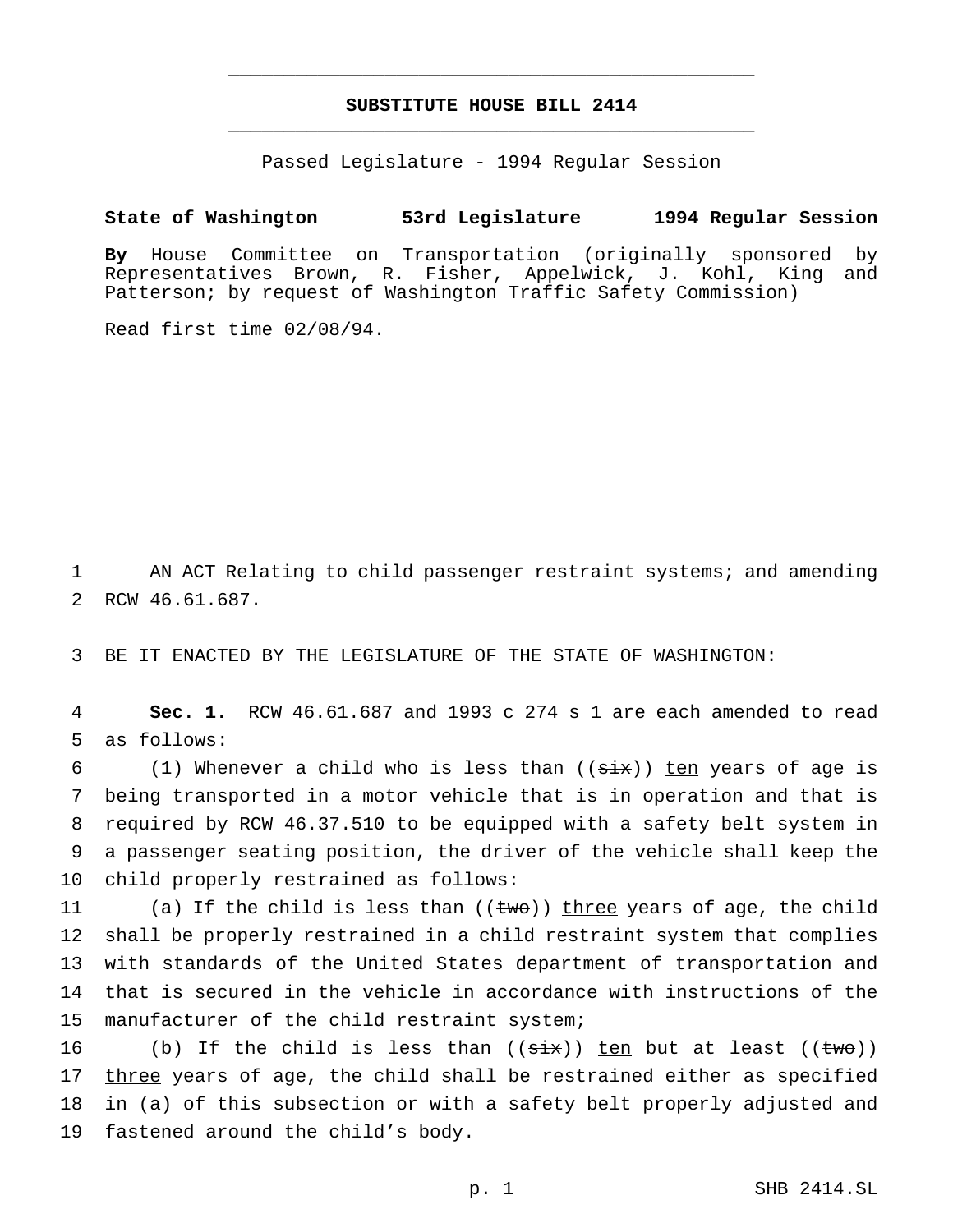# SUBSTITUTE HOUSE BILL 2414

Passed Legislature - 1994 Regular Session

**State of Washington 53rd Legislature 1994 Regular Session**

**By** House Committee on Transportation (originally sponsored by Representatives Brown, R. Fisher, Appelwick, J. Kohl, King and Patterson; by request of Washington Traffic Safety Commission)

Read first time 02/08/94.

1 AN ACT Relating to child passenger restraint systems; and amending
2 RCW 46.61.687.

3 BE IT ENACTED BY THE LEGISLATURE OF THE STATE OF WASHINGTON:

4 **Sec. 1.** RCW 46.61.687 and 1993 c 274 s 1 are each amended to read
5 as follows:

6 (1) Whenever a child who is less than ((~~six~~)) <u>ten</u> years of age is
7 being transported in a motor vehicle that is in operation and that is
8 required by RCW 46.37.510 to be equipped with a safety belt system in
9 a passenger seating position, the driver of the vehicle shall keep the
10 child properly restrained as follows:

11 (a) If the child is less than ((~~two~~)) <u>three</u> years of age, the child
12 shall be properly restrained in a child restraint system that complies
13 with standards of the United States department of transportation and
14 that is secured in the vehicle in accordance with instructions of the
15 manufacturer of the child restraint system;

16 (b) If the child is less than ((~~six~~)) <u>ten</u> but at least ((~~two~~))
17 <u>three</u> years of age, the child shall be restrained either as specified
18 in (a) of this subsection or with a safety belt properly adjusted and
19 fastened around the child's body.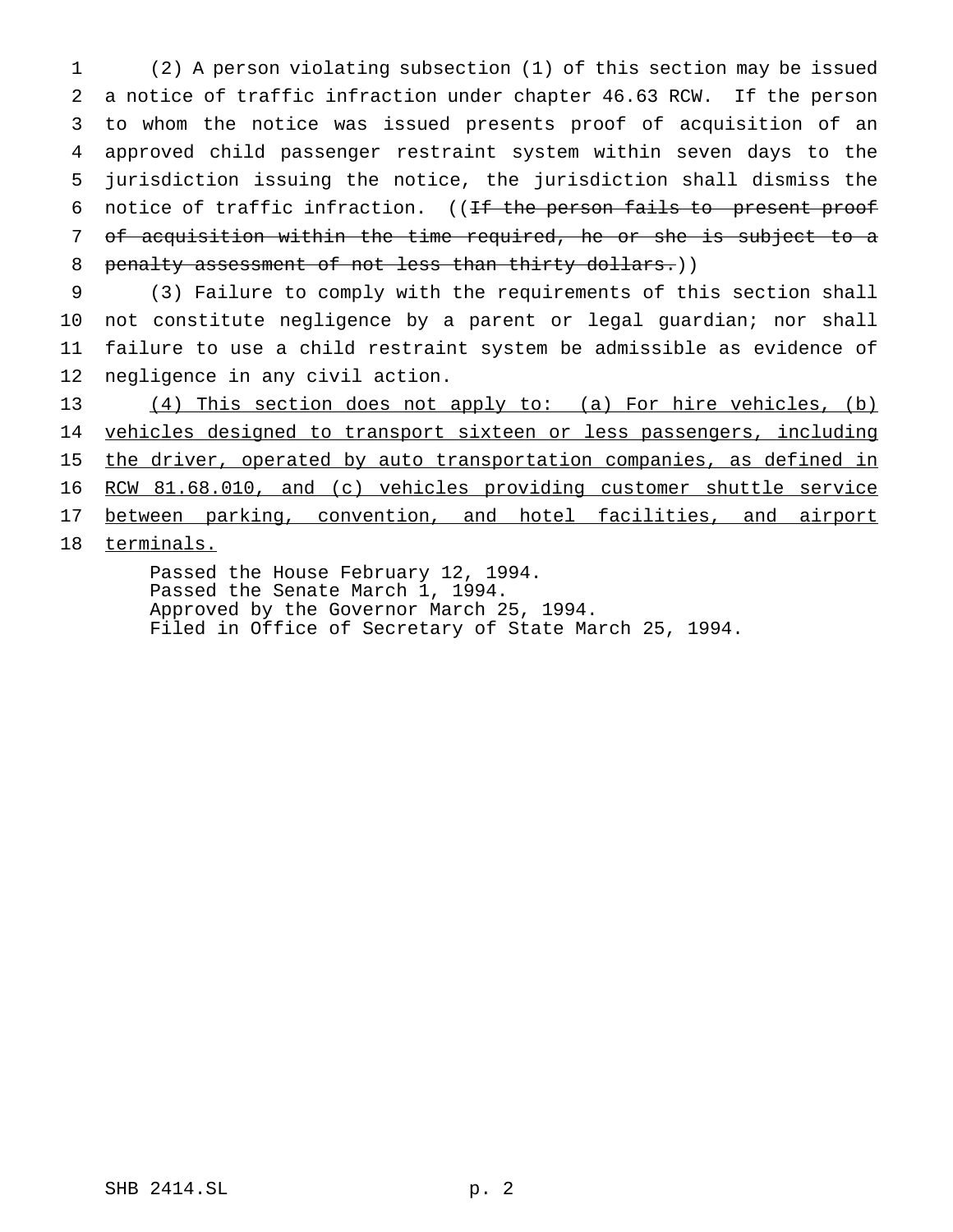(2) A person violating subsection (1) of this section may be issued a notice of traffic infraction under chapter 46.63 RCW. If the person to whom the notice was issued presents proof of acquisition of an approved child passenger restraint system within seven days to the jurisdiction issuing the notice, the jurisdiction shall dismiss the notice of traffic infraction. ((~~If the person fails to present proof of acquisition within the time required, he or she is subject to a penalty assessment of not less than thirty dollars.~~))

(3) Failure to comply with the requirements of this section shall not constitute negligence by a parent or legal guardian; nor shall failure to use a child restraint system be admissible as evidence of negligence in any civil action.

<u>(4) This section does not apply to: (a) For hire vehicles, (b) vehicles designed to transport sixteen or less passengers, including the driver, operated by auto transportation companies, as defined in RCW 81.68.010, and (c) vehicles providing customer shuttle service between parking, convention, and hotel facilities, and airport terminals.</u>

Passed the House February 12, 1994.
Passed the Senate March 1, 1994.
Approved by the Governor March 25, 1994.
Filed in Office of Secretary of State March 25, 1994.